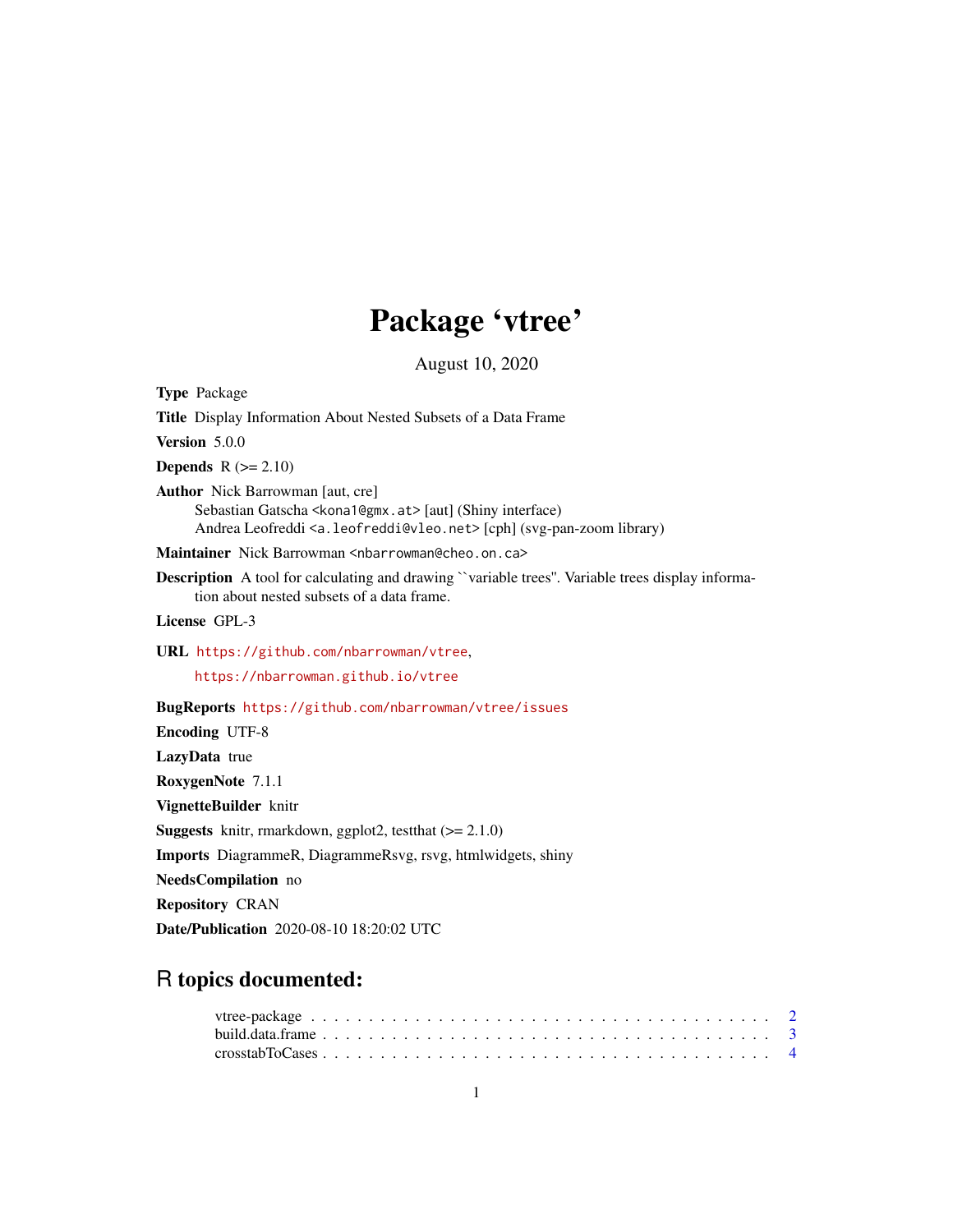# Package 'vtree'

August 10, 2020

**Type** Package

**Title** Display Information About Nested Subsets of a Data Frame

**Version** 5.0.0

**Depends** R (>= 2.10)

**Author** Nick Barrowman [aut, cre]
Sebastian Gatscha <kona1@gmx.at> [aut] (Shiny interface)
Andrea Leofreddi <a.leofreddi@vleo.net> [cph] (svg-pan-zoom library)

**Maintainer** Nick Barrowman <nbarrowman@cheo.on.ca>

**Description** A tool for calculating and drawing ``variable trees''. Variable trees display information about nested subsets of a data frame.

**License** GPL-3

**URL** https://github.com/nbarrowman/vtree,
https://nbarrowman.github.io/vtree

**BugReports** https://github.com/nbarrowman/vtree/issues

**Encoding** UTF-8

**LazyData** true

**RoxygenNote** 7.1.1

**VignetteBuilder** knitr

**Suggests** knitr, rmarkdown, ggplot2, testthat (>= 2.1.0)

**Imports** DiagrammeR, DiagrammeRsvg, rsvg, htmlwidgets, shiny

**NeedsCompilation** no

**Repository** CRAN

**Date/Publication** 2020-08-10 18:20:02 UTC

## R topics documented:

vtree-package . . . . . . . . . . . . . . . . . . . . . . . . . . . . . . . . . . . . . . 2
build.data.frame . . . . . . . . . . . . . . . . . . . . . . . . . . . . . . . . . . . . . 3
crosstabToCases . . . . . . . . . . . . . . . . . . . . . . . . . . . . . . . . . . . . . 4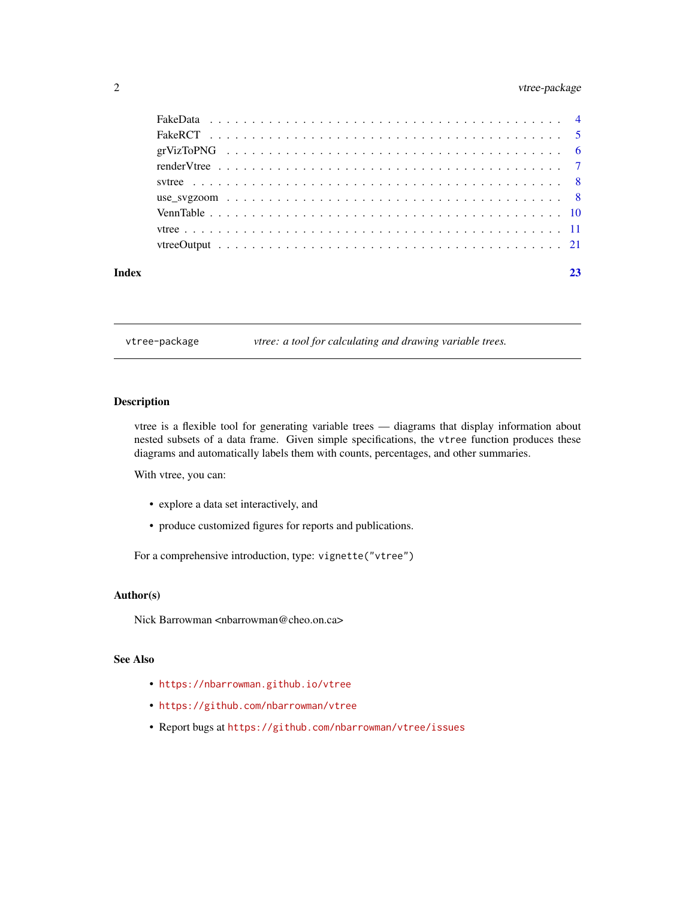FakeData . . . . . . . . . . . . . . . . . . . . . . . . . . . . . . . . . . . . . . 4
FakeRCT . . . . . . . . . . . . . . . . . . . . . . . . . . . . . . . . . . . . . . 5
grVizToPNG . . . . . . . . . . . . . . . . . . . . . . . . . . . . . . . . . . . . 6
renderVtree . . . . . . . . . . . . . . . . . . . . . . . . . . . . . . . . . . . . 7
svtree . . . . . . . . . . . . . . . . . . . . . . . . . . . . . . . . . . . . . . 8
use_svgzoom . . . . . . . . . . . . . . . . . . . . . . . . . . . . . . . . . . . 8
VennTable . . . . . . . . . . . . . . . . . . . . . . . . . . . . . . . . . . . . 10
vtree . . . . . . . . . . . . . . . . . . . . . . . . . . . . . . . . . . . . . . 11
vtreeOutput . . . . . . . . . . . . . . . . . . . . . . . . . . . . . . . . . . . 21

**Index** **23**

---

`vtree-package` *vtree: a tool for calculating and drawing variable trees.*

---

### Description

vtree is a flexible tool for generating variable trees — diagrams that display information about nested subsets of a data frame. Given simple specifications, the `vtree` function produces these diagrams and automatically labels them with counts, percentages, and other summaries.

With vtree, you can:

- explore a data set interactively, and
- produce customized figures for reports and publications.

For a comprehensive introduction, type: `vignette("vtree")`

### Author(s)

Nick Barrowman <nbarrowman@cheo.on.ca>

### See Also

- `https://nbarrowman.github.io/vtree`
- `https://github.com/nbarrowman/vtree`
- Report bugs at `https://github.com/nbarrowman/vtree/issues`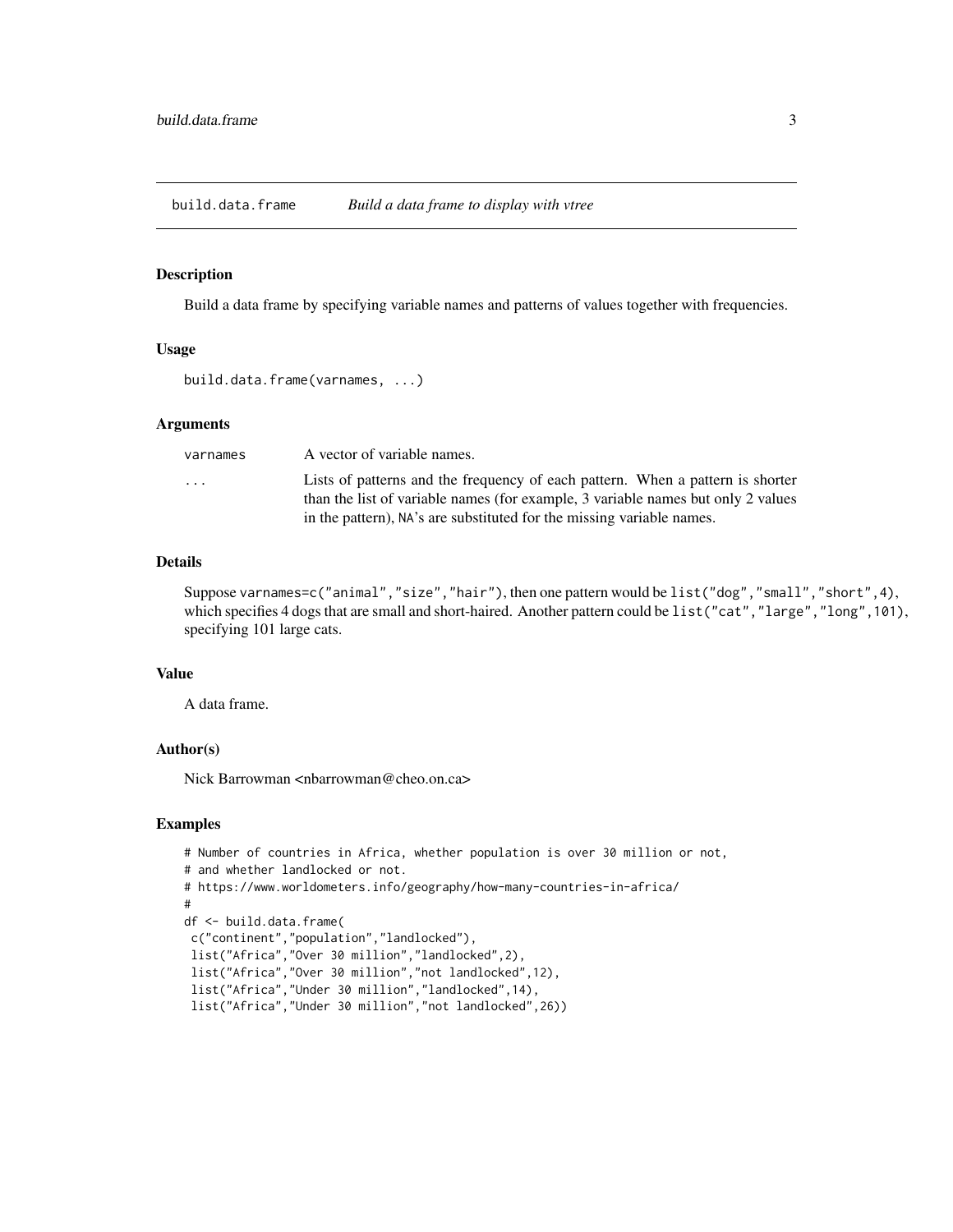## build.data.frame — *Build a data frame to display with vtree*

### Description

Build a data frame by specifying variable names and patterns of values together with frequencies.

### Usage

```
build.data.frame(varnames, ...)
```

### Arguments

| | |
|---|---|
| varnames | A vector of variable names. |
| ... | Lists of patterns and the frequency of each pattern. When a pattern is shorter than the list of variable names (for example, 3 variable names but only 2 values in the pattern), NA's are substituted for the missing variable names. |

### Details

Suppose `varnames=c("animal","size","hair")`, then one pattern would be `list("dog","small","short",4)`, which specifies 4 dogs that are small and short-haired. Another pattern could be `list("cat","large","long",101)`, specifying 101 large cats.

### Value

A data frame.

### Author(s)

Nick Barrowman <nbarrowman@cheo.on.ca>

### Examples

```
# Number of countries in Africa, whether population is over 30 million or not,
# and whether landlocked or not.
# https://www.worldometers.info/geography/how-many-countries-in-africa/
#
df <- build.data.frame(
 c("continent","population","landlocked"),
 list("Africa","Over 30 million","landlocked",2),
 list("Africa","Over 30 million","not landlocked",12),
 list("Africa","Under 30 million","landlocked",14),
 list("Africa","Under 30 million","not landlocked",26))
```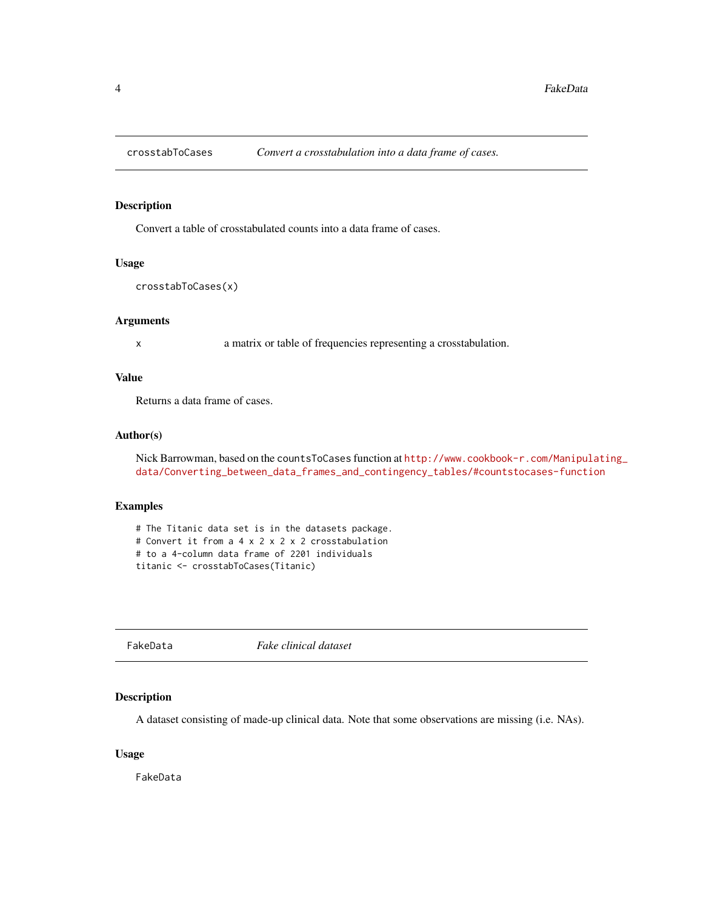## crosstabToCases — *Convert a crosstabulation into a data frame of cases.*

### Description

Convert a table of crosstabulated counts into a data frame of cases.

### Usage

```
crosstabToCases(x)
```

### Arguments

| | |
|---|---|
| x | a matrix or table of frequencies representing a crosstabulation. |

### Value

Returns a data frame of cases.

### Author(s)

Nick Barrowman, based on the `countsToCases` function at http://www.cookbook-r.com/Manipulating_data/Converting_between_data_frames_and_contingency_tables/#countstocases-function

### Examples

```
# The Titanic data set is in the datasets package.
# Convert it from a 4 x 2 x 2 x 2 crosstabulation
# to a 4-column data frame of 2201 individuals
titanic <- crosstabToCases(Titanic)
```

## FakeData — *Fake clinical dataset*

### Description

A dataset consisting of made-up clinical data. Note that some observations are missing (i.e. NAs).

### Usage

```
FakeData
```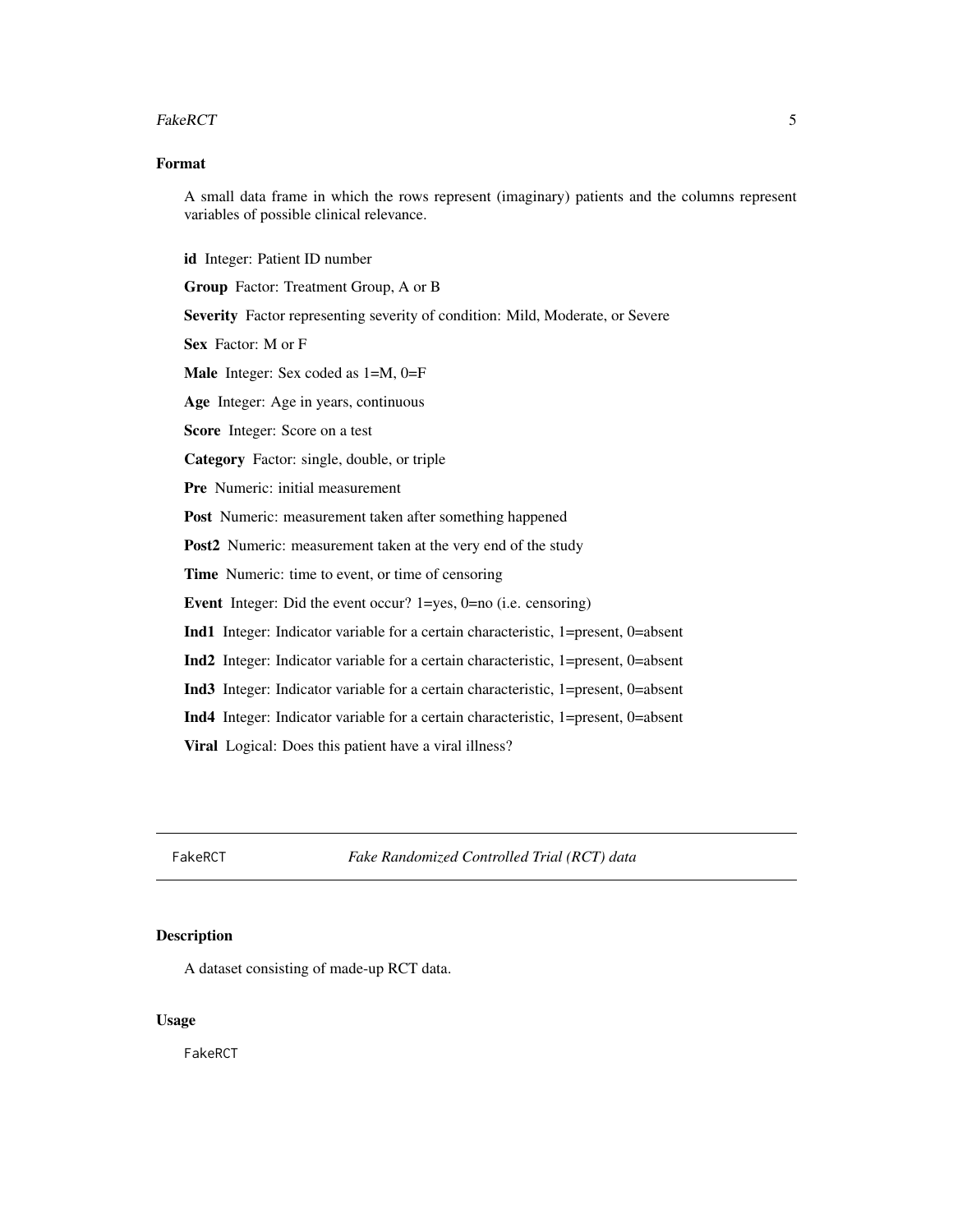## Format

A small data frame in which the rows represent (imaginary) patients and the columns represent variables of possible clinical relevance.

**id** Integer: Patient ID number

**Group** Factor: Treatment Group, A or B

**Severity** Factor representing severity of condition: Mild, Moderate, or Severe

**Sex** Factor: M or F

**Male** Integer: Sex coded as 1=M, 0=F

**Age** Integer: Age in years, continuous

**Score** Integer: Score on a test

**Category** Factor: single, double, or triple

**Pre** Numeric: initial measurement

**Post** Numeric: measurement taken after something happened

**Post2** Numeric: measurement taken at the very end of the study

**Time** Numeric: time to event, or time of censoring

**Event** Integer: Did the event occur? 1=yes, 0=no (i.e. censoring)

**Ind1** Integer: Indicator variable for a certain characteristic, 1=present, 0=absent

**Ind2** Integer: Indicator variable for a certain characteristic, 1=present, 0=absent

**Ind3** Integer: Indicator variable for a certain characteristic, 1=present, 0=absent

**Ind4** Integer: Indicator variable for a certain characteristic, 1=present, 0=absent

**Viral** Logical: Does this patient have a viral illness?

---

FakeRCT *Fake Randomized Controlled Trial (RCT) data*

---

## Description

A dataset consisting of made-up RCT data.

## Usage

```
FakeRCT
```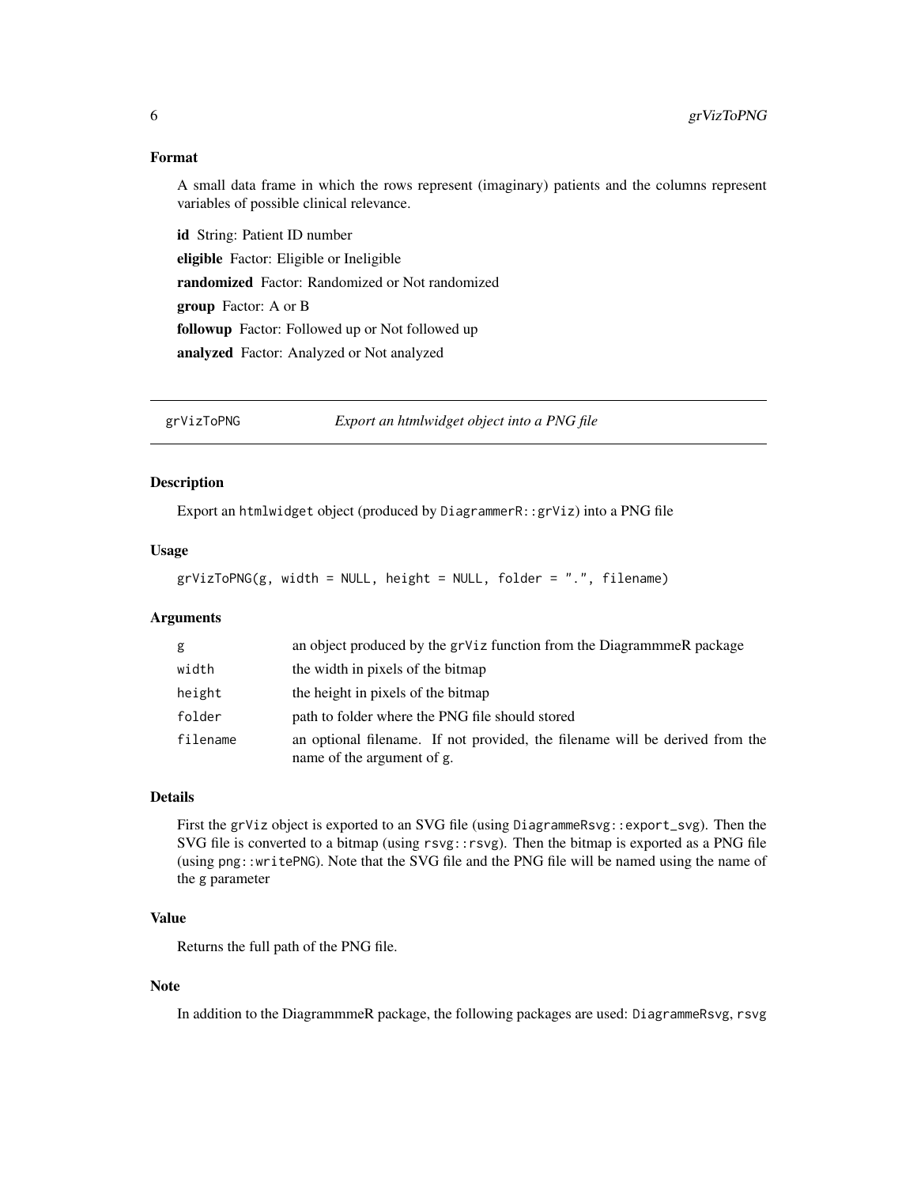### Format

A small data frame in which the rows represent (imaginary) patients and the columns represent variables of possible clinical relevance.

**id** String: Patient ID number

**eligible** Factor: Eligible or Ineligible

**randomized** Factor: Randomized or Not randomized

**group** Factor: A or B

**followup** Factor: Followed up or Not followed up

**analyzed** Factor: Analyzed or Not analyzed

---

## grVizToPNG — *Export an htmlwidget object into a PNG file*

---

### Description

Export an `htmlwidget` object (produced by `DiagrammerR::grViz`) into a PNG file

### Usage

```
grVizToPNG(g, width = NULL, height = NULL, folder = ".", filename)
```

### Arguments

| | |
|---|---|
| `g` | an object produced by the `grViz` function from the DiagrammmeR package |
| `width` | the width in pixels of the bitmap |
| `height` | the height in pixels of the bitmap |
| `folder` | path to folder where the PNG file should stored |
| `filename` | an optional filename. If not provided, the filename will be derived from the name of the argument of g. |

### Details

First the `grViz` object is exported to an SVG file (using `DiagrammeRsvg::export_svg`). Then the SVG file is converted to a bitmap (using `rsvg::rsvg`). Then the bitmap is exported as a PNG file (using `png::writePNG`). Note that the SVG file and the PNG file will be named using the name of the `g` parameter

### Value

Returns the full path of the PNG file.

### Note

In addition to the DiagrammmeR package, the following packages are used: `DiagrammeRsvg`, `rsvg`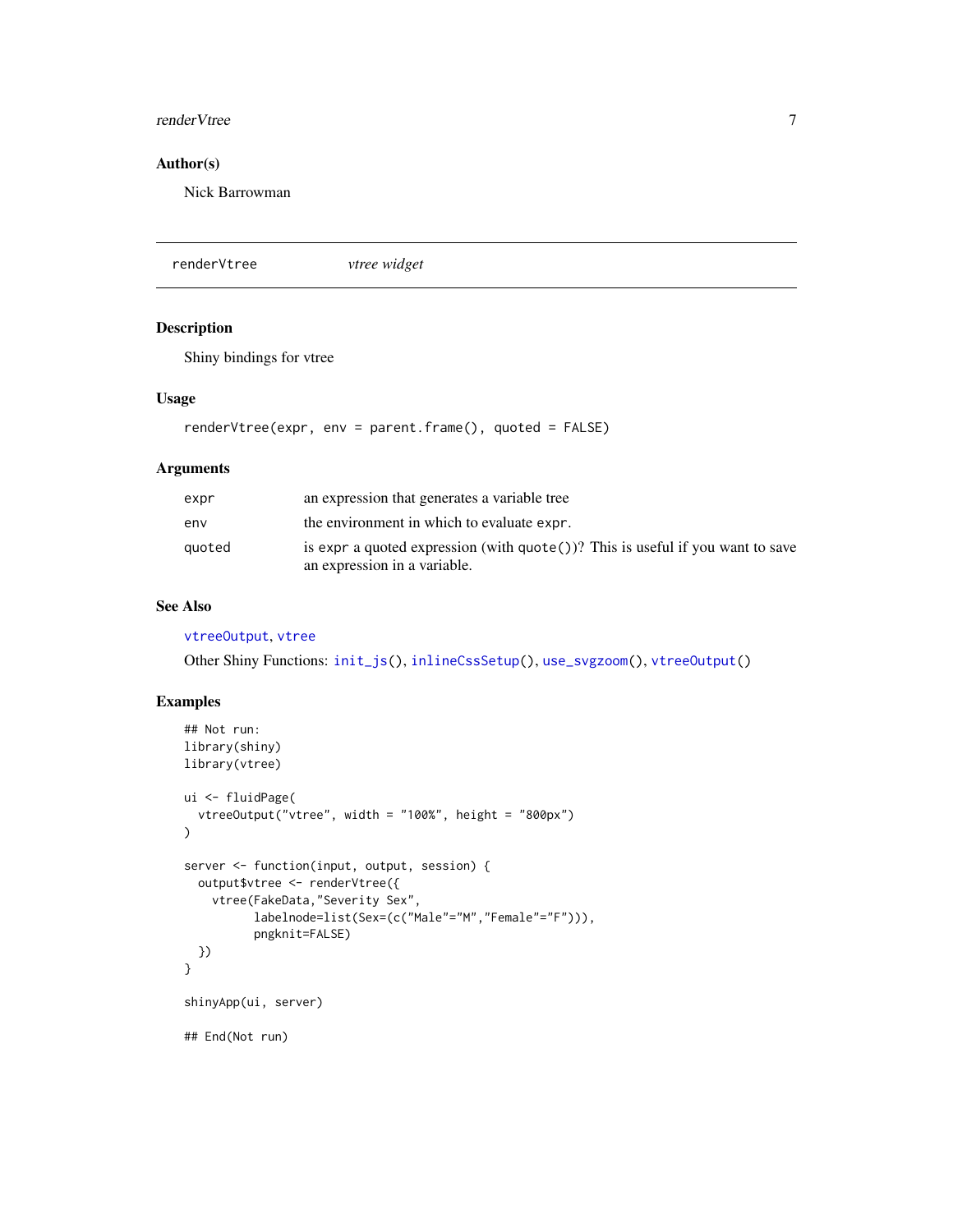### Author(s)

Nick Barrowman

---

renderVtree *vtree widget*

---

### Description

Shiny bindings for vtree

### Usage

```
renderVtree(expr, env = parent.frame(), quoted = FALSE)
```

### Arguments

| | |
|---|---|
| expr | an expression that generates a variable tree |
| env | the environment in which to evaluate `expr`. |
| quoted | is `expr` a quoted expression (with `quote()`)? This is useful if you want to save an expression in a variable. |

### See Also

vtreeOutput, vtree

Other Shiny Functions: init_js(), inlineCssSetup(), use_svgzoom(), vtreeOutput()

### Examples

```
## Not run:
library(shiny)
library(vtree)

ui <- fluidPage(
  vtreeOutput("vtree", width = "100%", height = "800px")
)

server <- function(input, output, session) {
  output$vtree <- renderVtree({
    vtree(FakeData,"Severity Sex",
          labelnode=list(Sex=(c("Male"="M","Female"="F"))),
          pngknit=FALSE)
  })
}

shinyApp(ui, server)

## End(Not run)
```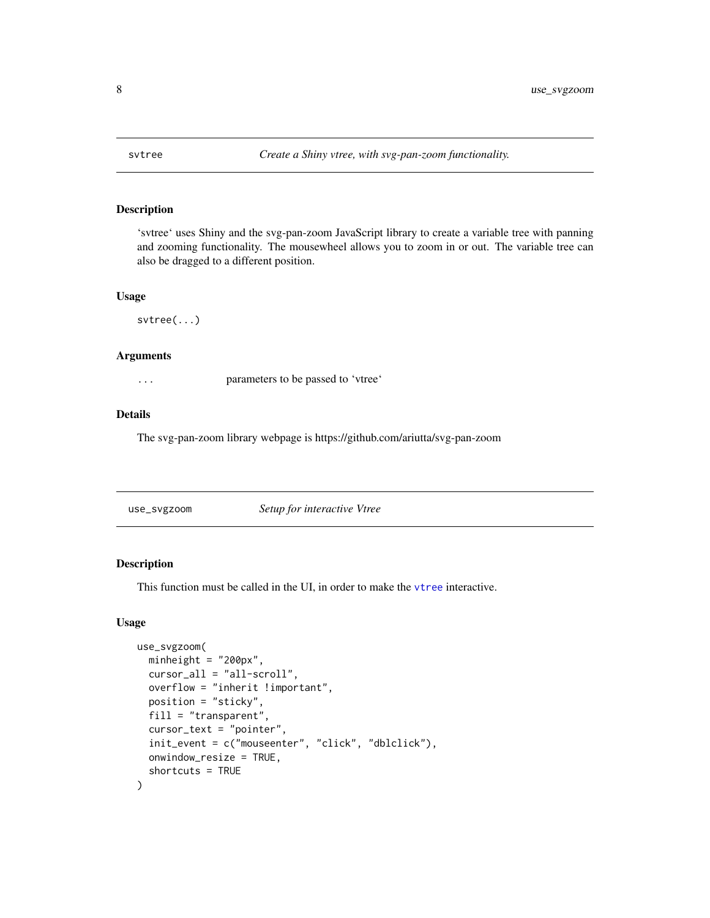## svtree — *Create a Shiny vtree, with svg-pan-zoom functionality.*

### Description

'svtree' uses Shiny and the svg-pan-zoom JavaScript library to create a variable tree with panning and zooming functionality. The mousewheel allows you to zoom in or out. The variable tree can also be dragged to a different position.

### Usage

```
svtree(...)
```

### Arguments

| | |
|---|---|
| ... | parameters to be passed to 'vtree' |

### Details

The svg-pan-zoom library webpage is https://github.com/ariutta/svg-pan-zoom

## use_svgzoom — *Setup for interactive Vtree*

### Description

This function must be called in the UI, in order to make the vtree interactive.

### Usage

```
use_svgzoom(
  minheight = "200px",
  cursor_all = "all-scroll",
  overflow = "inherit !important",
  position = "sticky",
  fill = "transparent",
  cursor_text = "pointer",
  init_event = c("mouseenter", "click", "dblclick"),
  onwindow_resize = TRUE,
  shortcuts = TRUE
)
```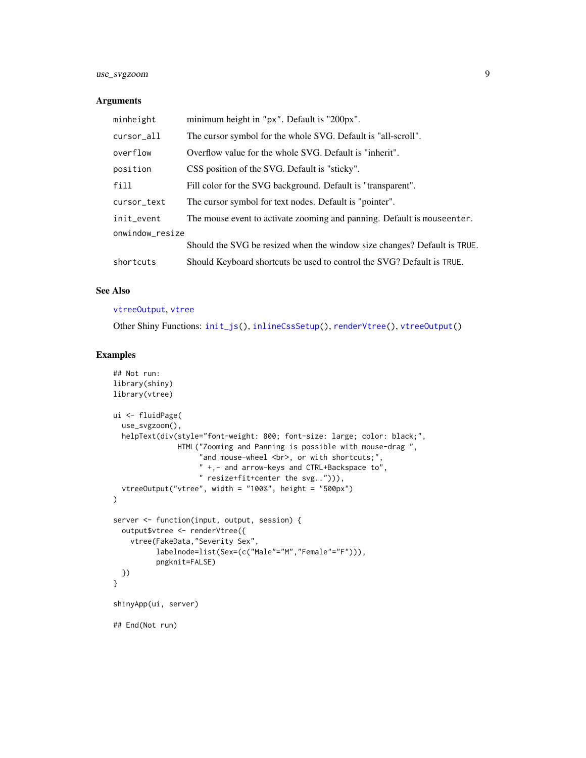### Arguments

| | |
|---|---|
| `minheight` | minimum height in `"px"`. Default is "200px". |
| `cursor_all` | The cursor symbol for the whole SVG. Default is "all-scroll". |
| `overflow` | Overflow value for the whole SVG. Default is "inherit". |
| `position` | CSS position of the SVG. Default is "sticky". |
| `fill` | Fill color for the SVG background. Default is "transparent". |
| `cursor_text` | The cursor symbol for text nodes. Default is "pointer". |
| `init_event` | The mouse event to activate zooming and panning. Default is `mouseenter`. |
| `onwindow_resize` | Should the SVG be resized when the window size changes? Default is `TRUE`. |
| `shortcuts` | Should Keyboard shortcuts be used to control the SVG? Default is `TRUE`. |

### See Also

`vtreeOutput`, `vtree`

Other Shiny Functions: `init_js()`, `inlineCssSetup()`, `renderVtree()`, `vtreeOutput()`

### Examples

```
## Not run:
library(shiny)
library(vtree)

ui <- fluidPage(
  use_svgzoom(),
  helpText(div(style="font-weight: 800; font-size: large; color: black;",
               HTML("Zooming and Panning is possible with mouse-drag ",
                    "and mouse-wheel <br>, or with shortcuts;",
                    " +,- and arrow-keys and CTRL+Backspace to",
                    " resize+fit+center the svg.."))),
  vtreeOutput("vtree", width = "100%", height = "500px")
)

server <- function(input, output, session) {
  output$vtree <- renderVtree({
    vtree(FakeData,"Severity Sex",
          labelnode=list(Sex=(c("Male"="M","Female"="F"))),
          pngknit=FALSE)
  })
}

shinyApp(ui, server)

## End(Not run)
```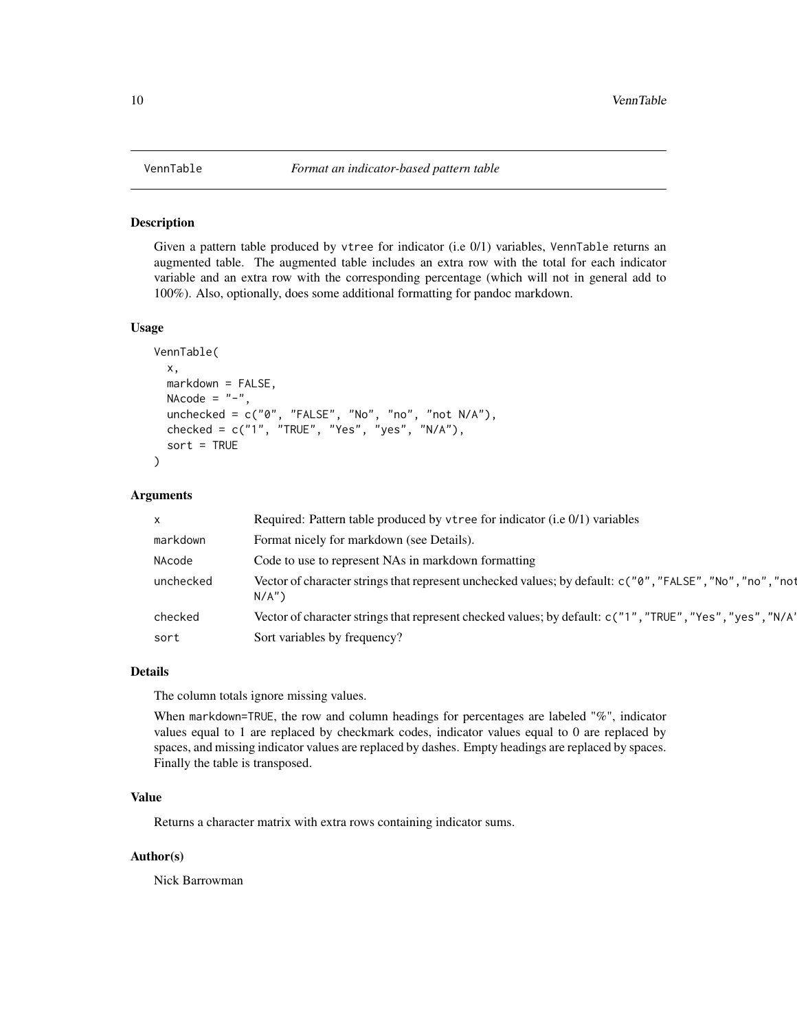# VennTable *Format an indicator-based pattern table*

## Description

Given a pattern table produced by `vtree` for indicator (i.e 0/1) variables, `VennTable` returns an augmented table. The augmented table includes an extra row with the total for each indicator variable and an extra row with the corresponding percentage (which will not in general add to 100%). Also, optionally, does some additional formatting for pandoc markdown.

## Usage

```
VennTable(
  x,
  markdown = FALSE,
  NAcode = "-",
  unchecked = c("0", "FALSE", "No", "no", "not N/A"),
  checked = c("1", "TRUE", "Yes", "yes", "N/A"),
  sort = TRUE
)
```

## Arguments

| | |
|---|---|
| `x` | Required: Pattern table produced by `vtree` for indicator (i.e 0/1) variables |
| `markdown` | Format nicely for markdown (see Details). |
| `NAcode` | Code to use to represent NAs in markdown formatting |
| `unchecked` | Vector of character strings that represent unchecked values; by default: `c("0","FALSE","No","no","not N/A")` |
| `checked` | Vector of character strings that represent checked values; by default: `c("1","TRUE","Yes","yes","N/A'` |
| `sort` | Sort variables by frequency? |

## Details

The column totals ignore missing values.

When `markdown=TRUE`, the row and column headings for percentages are labeled "%", indicator values equal to 1 are replaced by checkmark codes, indicator values equal to 0 are replaced by spaces, and missing indicator values are replaced by dashes. Empty headings are replaced by spaces. Finally the table is transposed.

## Value

Returns a character matrix with extra rows containing indicator sums.

## Author(s)

Nick Barrowman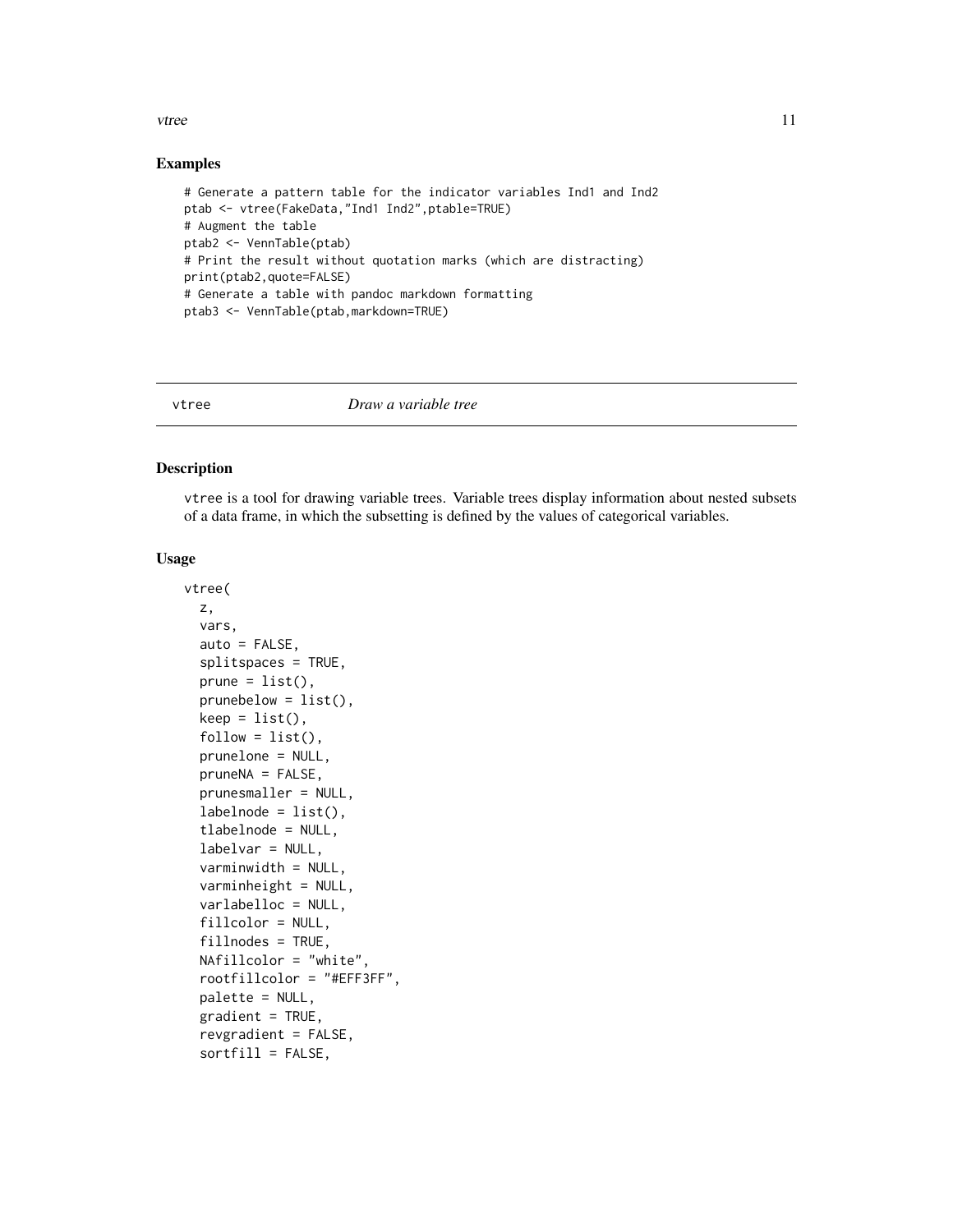### Examples

```
# Generate a pattern table for the indicator variables Ind1 and Ind2
ptab <- vtree(FakeData,"Ind1 Ind2",ptable=TRUE)
# Augment the table
ptab2 <- VennTable(ptab)
# Print the result without quotation marks (which are distracting)
print(ptab2,quote=FALSE)
# Generate a table with pandoc markdown formatting
ptab3 <- VennTable(ptab,markdown=TRUE)
```

## vtree — *Draw a variable tree*

### Description

vtree is a tool for drawing variable trees. Variable trees display information about nested subsets of a data frame, in which the subsetting is defined by the values of categorical variables.

### Usage

```
vtree(
  z,
  vars,
  auto = FALSE,
  splitspaces = TRUE,
  prune = list(),
  prunebelow = list(),
  keep = list(),
  follow = list(),
  prunelone = NULL,
  pruneNA = FALSE,
  prunesmaller = NULL,
  labelnode = list(),
  tlabelnode = NULL,
  labelvar = NULL,
  varminwidth = NULL,
  varminheight = NULL,
  varlabelloc = NULL,
  fillcolor = NULL,
  fillnodes = TRUE,
  NAfillcolor = "white",
  rootfillcolor = "#EFF3FF",
  palette = NULL,
  gradient = TRUE,
  revgradient = FALSE,
  sortfill = FALSE,
```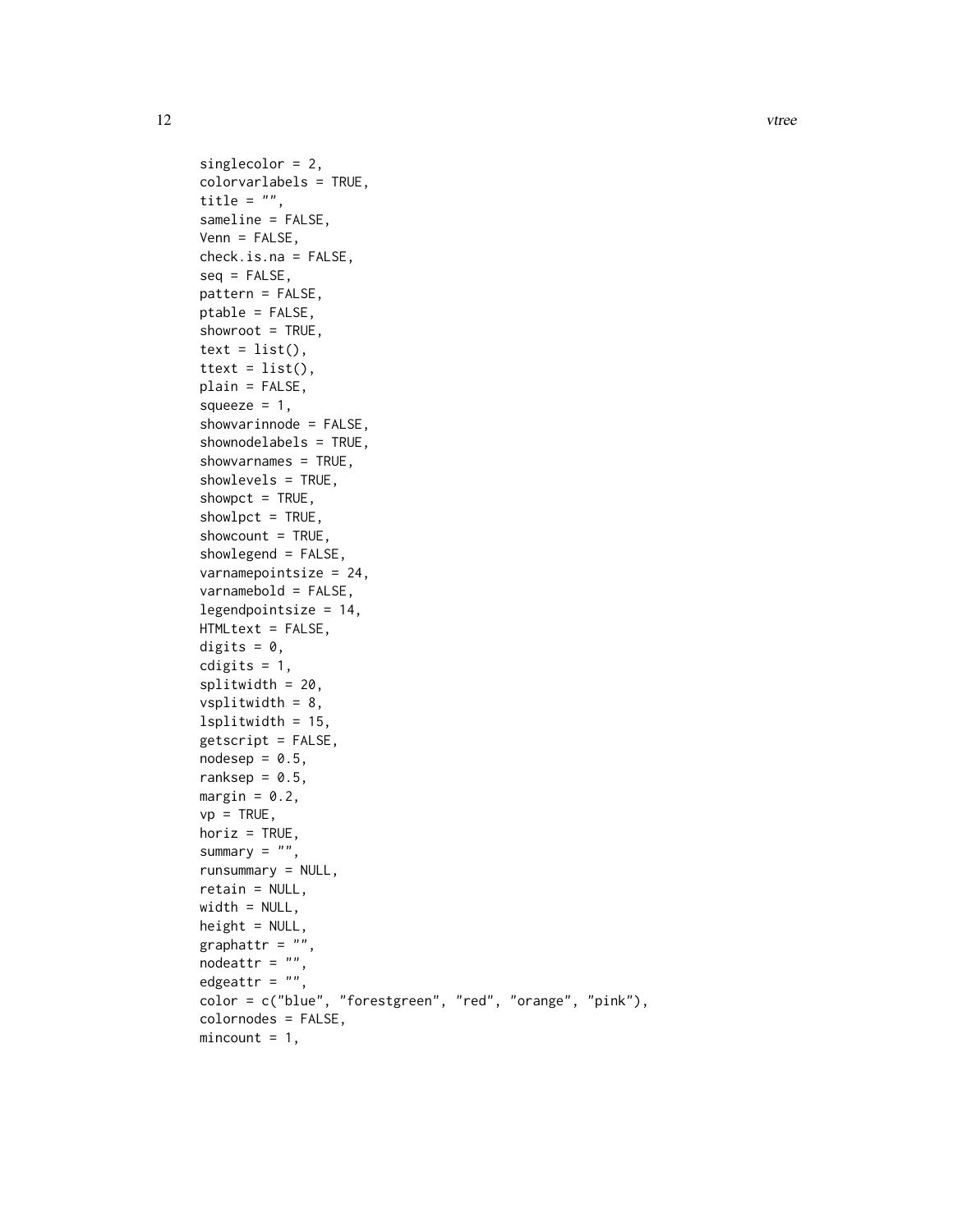```
  singlecolor = 2,
  colorvarlabels = TRUE,
  title = "",
  sameline = FALSE,
  Venn = FALSE,
  check.is.na = FALSE,
  seq = FALSE,
  pattern = FALSE,
  ptable = FALSE,
  showroot = TRUE,
  text = list(),
  ttext = list(),
  plain = FALSE,
  squeeze = 1,
  showvarinnode = FALSE,
  shownodelabels = TRUE,
  showvarnames = TRUE,
  showlevels = TRUE,
  showpct = TRUE,
  showlpct = TRUE,
  showcount = TRUE,
  showlegend = FALSE,
  varnamepointsize = 24,
  varnamebold = FALSE,
  legendpointsize = 14,
  HTMLtext = FALSE,
  digits = 0,
  cdigits = 1,
  splitwidth = 20,
  vsplitwidth = 8,
  lsplitwidth = 15,
  getscript = FALSE,
  nodesep = 0.5,
  ranksep = 0.5,
  margin = 0.2,
  vp = TRUE,
  horiz = TRUE,
  summary = "",
  runsummary = NULL,
  retain = NULL,
  width = NULL,
  height = NULL,
  graphattr = "",
  nodeattr = "",
  edgeattr = "",
  color = c("blue", "forestgreen", "red", "orange", "pink"),
  colornodes = FALSE,
  mincount = 1,
```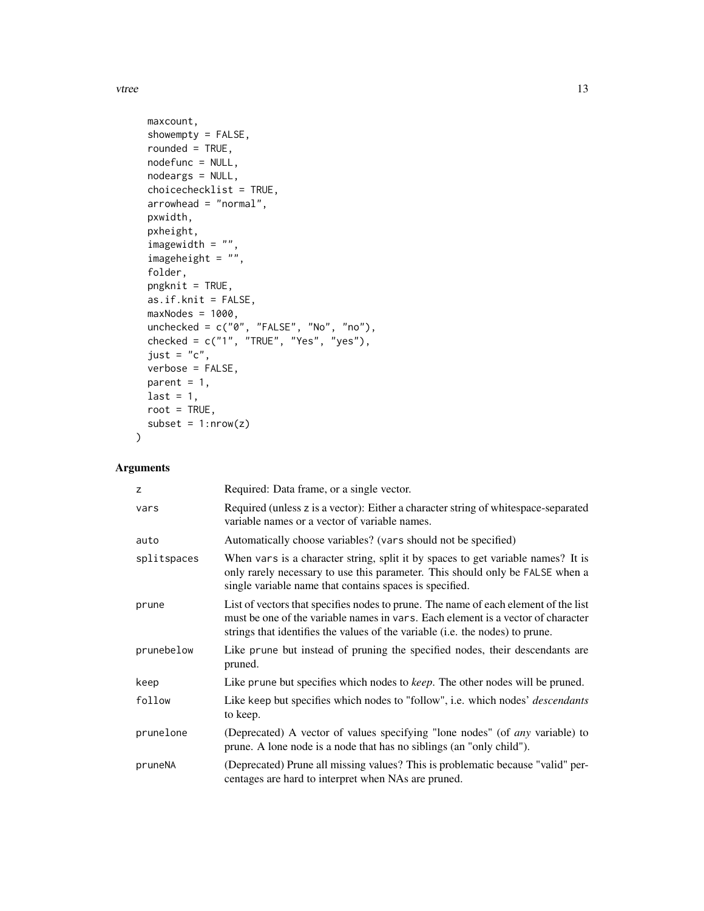```
  maxcount,
  showempty = FALSE,
  rounded = TRUE,
  nodefunc = NULL,
  nodeargs = NULL,
  choicechecklist = TRUE,
  arrowhead = "normal",
  pxwidth,
  pxheight,
  imagewidth = "",
  imageheight = "",
  folder,
  pngknit = TRUE,
  as.if.knit = FALSE,
  maxNodes = 1000,
  unchecked = c("0", "FALSE", "No", "no"),
  checked = c("1", "TRUE", "Yes", "yes"),
  just = "c",
  verbose = FALSE,
  parent = 1,
  last = 1,
  root = TRUE,
  subset = 1:nrow(z)
)
```

## Arguments

| | |
|---|---|
| z | Required: Data frame, or a single vector. |
| vars | Required (unless z is a vector): Either a character string of whitespace-separated variable names or a vector of variable names. |
| auto | Automatically choose variables? (vars should not be specified) |
| splitspaces | When vars is a character string, split it by spaces to get variable names? It is only rarely necessary to use this parameter. This should only be FALSE when a single variable name that contains spaces is specified. |
| prune | List of vectors that specifies nodes to prune. The name of each element of the list must be one of the variable names in vars. Each element is a vector of character strings that identifies the values of the variable (i.e. the nodes) to prune. |
| prunebelow | Like prune but instead of pruning the specified nodes, their descendants are pruned. |
| keep | Like prune but specifies which nodes to *keep*. The other nodes will be pruned. |
| follow | Like keep but specifies which nodes to "follow", i.e. which nodes' *descendants* to keep. |
| prunelone | (Deprecated) A vector of values specifying "lone nodes" (of *any* variable) to prune. A lone node is a node that has no siblings (an "only child"). |
| pruneNA | (Deprecated) Prune all missing values? This is problematic because "valid" percentages are hard to interpret when NAs are pruned. |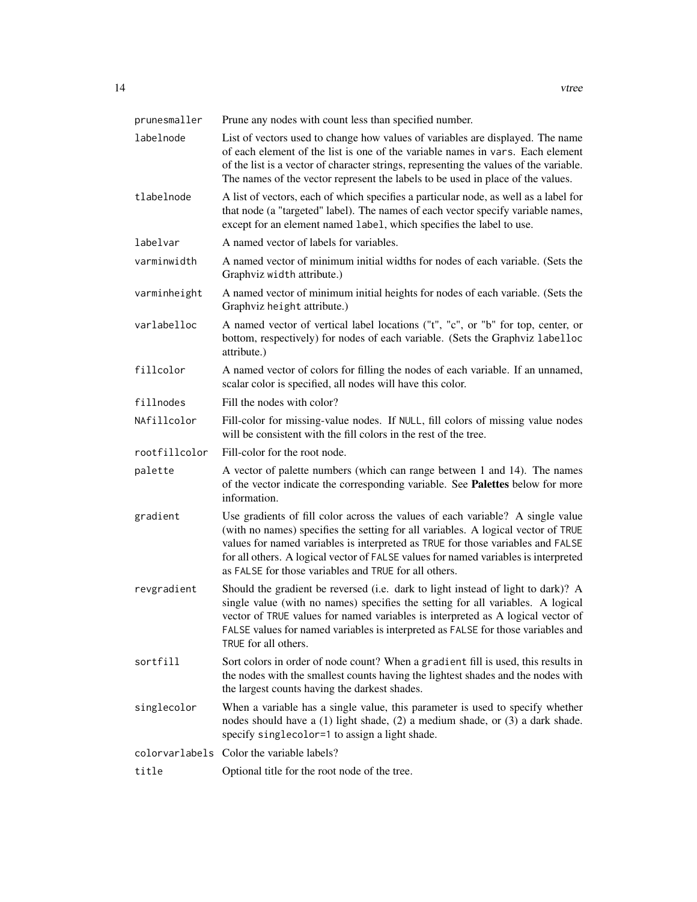| | |
|---|---|
| `prunesmaller` | Prune any nodes with count less than specified number. |
| `labelnode` | List of vectors used to change how values of variables are displayed. The name of each element of the list is one of the variable names in `vars`. Each element of the list is a vector of character strings, representing the values of the variable. The names of the vector represent the labels to be used in place of the values. |
| `tlabelnode` | A list of vectors, each of which specifies a particular node, as well as a label for that node (a "targeted" label). The names of each vector specify variable names, except for an element named `label`, which specifies the label to use. |
| `labelvar` | A named vector of labels for variables. |
| `varminwidth` | A named vector of minimum initial widths for nodes of each variable. (Sets the Graphviz `width` attribute.) |
| `varminheight` | A named vector of minimum initial heights for nodes of each variable. (Sets the Graphviz `height` attribute.) |
| `varlabelloc` | A named vector of vertical label locations ("t", "c", or "b" for top, center, or bottom, respectively) for nodes of each variable. (Sets the Graphviz `labelloc` attribute.) |
| `fillcolor` | A named vector of colors for filling the nodes of each variable. If an unnamed, scalar color is specified, all nodes will have this color. |
| `fillnodes` | Fill the nodes with color? |
| `NAfillcolor` | Fill-color for missing-value nodes. If `NULL`, fill colors of missing value nodes will be consistent with the fill colors in the rest of the tree. |
| `rootfillcolor` | Fill-color for the root node. |
| `palette` | A vector of palette numbers (which can range between 1 and 14). The names of the vector indicate the corresponding variable. See **Palettes** below for more information. |
| `gradient` | Use gradients of fill color across the values of each variable? A single value (with no names) specifies the setting for all variables. A logical vector of `TRUE` values for named variables is interpreted as `TRUE` for those variables and `FALSE` for all others. A logical vector of `FALSE` values for named variables is interpreted as `FALSE` for those variables and `TRUE` for all others. |
| `revgradient` | Should the gradient be reversed (i.e. dark to light instead of light to dark)? A single value (with no names) specifies the setting for all variables. A logical vector of `TRUE` values for named variables is interpreted as A logical vector of `FALSE` values for named variables is interpreted as `FALSE` for those variables and `TRUE` for all others. |
| `sortfill` | Sort colors in order of node count? When a `gradient` fill is used, this results in the nodes with the smallest counts having the lightest shades and the nodes with the largest counts having the darkest shades. |
| `singlecolor` | When a variable has a single value, this parameter is used to specify whether nodes should have a (1) light shade, (2) a medium shade, or (3) a dark shade. specify `singlecolor=1` to assign a light shade. |
| `colorvarlabels` | Color the variable labels? |
| `title` | Optional title for the root node of the tree. |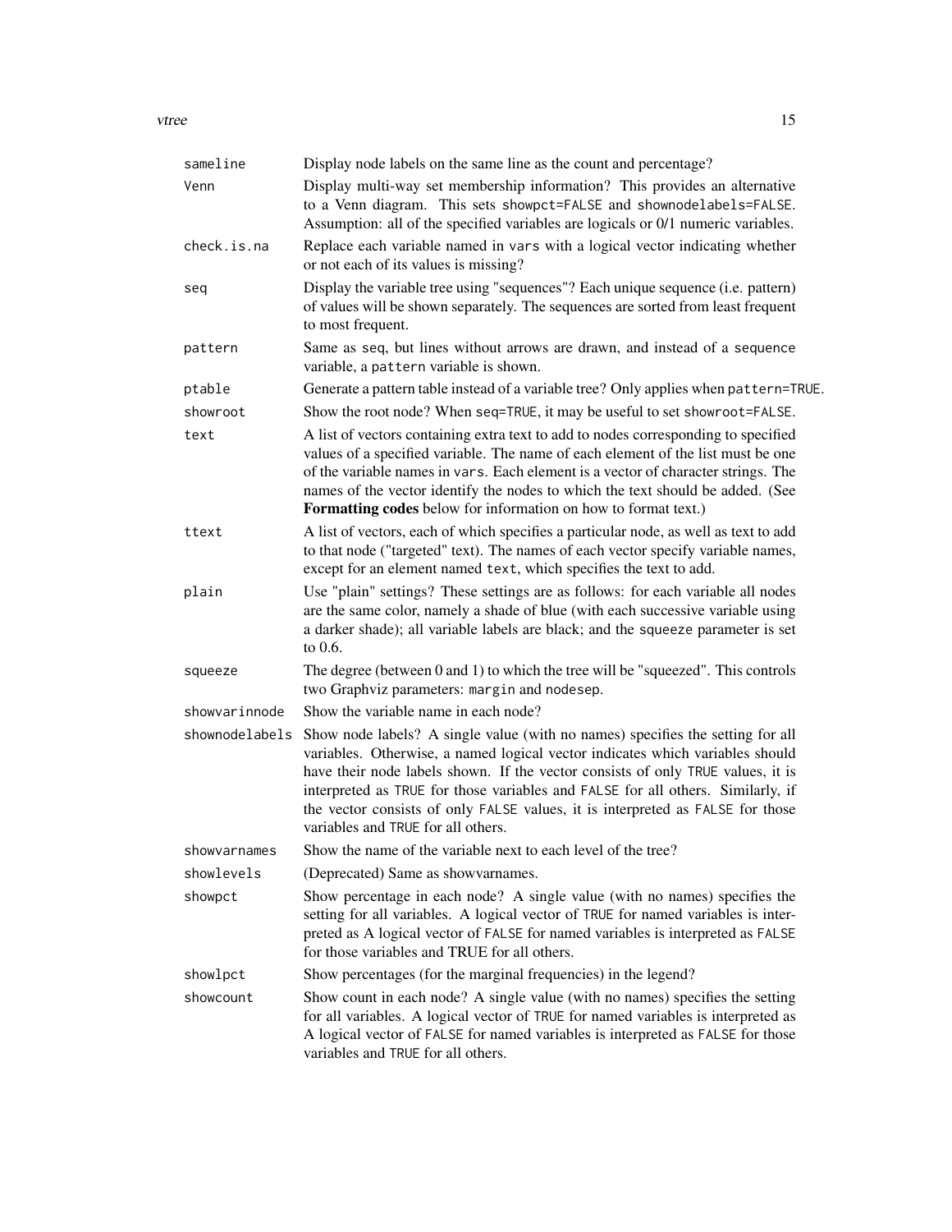| | |
|---|---|
| `sameline` | Display node labels on the same line as the count and percentage? |
| `Venn` | Display multi-way set membership information? This provides an alternative to a Venn diagram. This sets `showpct=FALSE` and `shownodelabels=FALSE`. Assumption: all of the specified variables are logicals or 0/1 numeric variables. |
| `check.is.na` | Replace each variable named in `vars` with a logical vector indicating whether or not each of its values is missing? |
| `seq` | Display the variable tree using "sequences"? Each unique sequence (i.e. pattern) of values will be shown separately. The sequences are sorted from least frequent to most frequent. |
| `pattern` | Same as `seq`, but lines without arrows are drawn, and instead of a `sequence` variable, a `pattern` variable is shown. |
| `ptable` | Generate a pattern table instead of a variable tree? Only applies when `pattern=TRUE`. |
| `showroot` | Show the root node? When `seq=TRUE`, it may be useful to set `showroot=FALSE`. |
| `text` | A list of vectors containing extra text to add to nodes corresponding to specified values of a specified variable. The name of each element of the list must be one of the variable names in `vars`. Each element is a vector of character strings. The names of the vector identify the nodes to which the text should be added. (See **Formatting codes** below for information on how to format text.) |
| `ttext` | A list of vectors, each of which specifies a particular node, as well as text to add to that node ("targeted" text). The names of each vector specify variable names, except for an element named `text`, which specifies the text to add. |
| `plain` | Use "plain" settings? These settings are as follows: for each variable all nodes are the same color, namely a shade of blue (with each successive variable using a darker shade); all variable labels are black; and the `squeeze` parameter is set to 0.6. |
| `squeeze` | The degree (between 0 and 1) to which the tree will be "squeezed". This controls two Graphviz parameters: `margin` and `nodesep`. |
| `showvarinnode` | Show the variable name in each node? |
| `shownodelabels` | Show node labels? A single value (with no names) specifies the setting for all variables. Otherwise, a named logical vector indicates which variables should have their node labels shown. If the vector consists of only `TRUE` values, it is interpreted as `TRUE` for those variables and `FALSE` for all others. Similarly, if the vector consists of only `FALSE` values, it is interpreted as `FALSE` for those variables and `TRUE` for all others. |
| `showvarnames` | Show the name of the variable next to each level of the tree? |
| `showlevels` | (Deprecated) Same as showvarnames. |
| `showpct` | Show percentage in each node? A single value (with no names) specifies the setting for all variables. A logical vector of `TRUE` for named variables is interpreted as A logical vector of `FALSE` for named variables is interpreted as `FALSE` for those variables and TRUE for all others. |
| `showlpct` | Show percentages (for the marginal frequencies) in the legend? |
| `showcount` | Show count in each node? A single value (with no names) specifies the setting for all variables. A logical vector of `TRUE` for named variables is interpreted as A logical vector of `FALSE` for named variables is interpreted as `FALSE` for those variables and `TRUE` for all others. |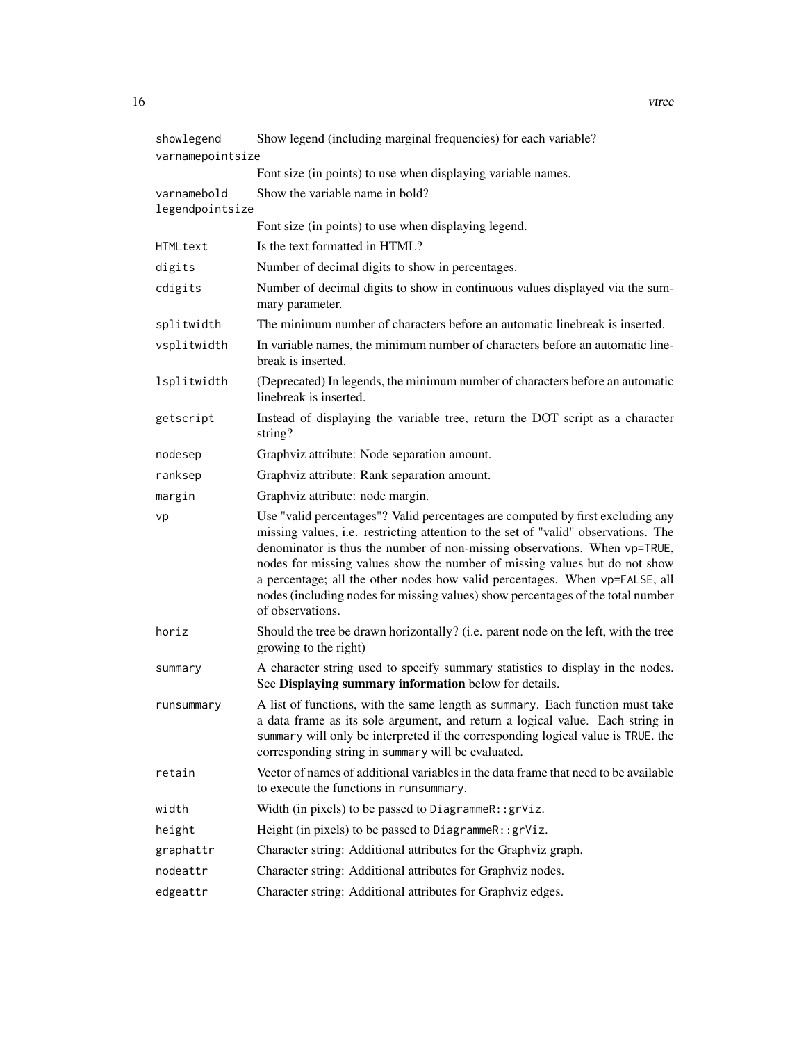| | |
|---|---|
| `showlegend` | Show legend (including marginal frequencies) for each variable? |
| `varnamepointsize` | Font size (in points) to use when displaying variable names. |
| `varnamebold` | Show the variable name in bold? |
| `legendpointsize` | Font size (in points) to use when displaying legend. |
| `HTMLtext` | Is the text formatted in HTML? |
| `digits` | Number of decimal digits to show in percentages. |
| `cdigits` | Number of decimal digits to show in continuous values displayed via the summary parameter. |
| `splitwidth` | The minimum number of characters before an automatic linebreak is inserted. |
| `vsplitwidth` | In variable names, the minimum number of characters before an automatic linebreak is inserted. |
| `lsplitwidth` | (Deprecated) In legends, the minimum number of characters before an automatic linebreak is inserted. |
| `getscript` | Instead of displaying the variable tree, return the DOT script as a character string? |
| `nodesep` | Graphviz attribute: Node separation amount. |
| `ranksep` | Graphviz attribute: Rank separation amount. |
| `margin` | Graphviz attribute: node margin. |
| `vp` | Use "valid percentages"? Valid percentages are computed by first excluding any missing values, i.e. restricting attention to the set of "valid" observations. The denominator is thus the number of non-missing observations. When `vp=TRUE`, nodes for missing values show the number of missing values but do not show a percentage; all the other nodes how valid percentages. When `vp=FALSE`, all nodes (including nodes for missing values) show percentages of the total number of observations. |
| `horiz` | Should the tree be drawn horizontally? (i.e. parent node on the left, with the tree growing to the right) |
| `summary` | A character string used to specify summary statistics to display in the nodes. See **Displaying summary information** below for details. |
| `runsummary` | A list of functions, with the same length as `summary`. Each function must take a data frame as its sole argument, and return a logical value. Each string in `summary` will only be interpreted if the corresponding logical value is `TRUE`. the corresponding string in `summary` will be evaluated. |
| `retain` | Vector of names of additional variables in the data frame that need to be available to execute the functions in `runsummary`. |
| `width` | Width (in pixels) to be passed to `DiagrammeR::grViz`. |
| `height` | Height (in pixels) to be passed to `DiagrammeR::grViz`. |
| `graphattr` | Character string: Additional attributes for the Graphviz graph. |
| `nodeattr` | Character string: Additional attributes for Graphviz nodes. |
| `edgeattr` | Character string: Additional attributes for Graphviz edges. |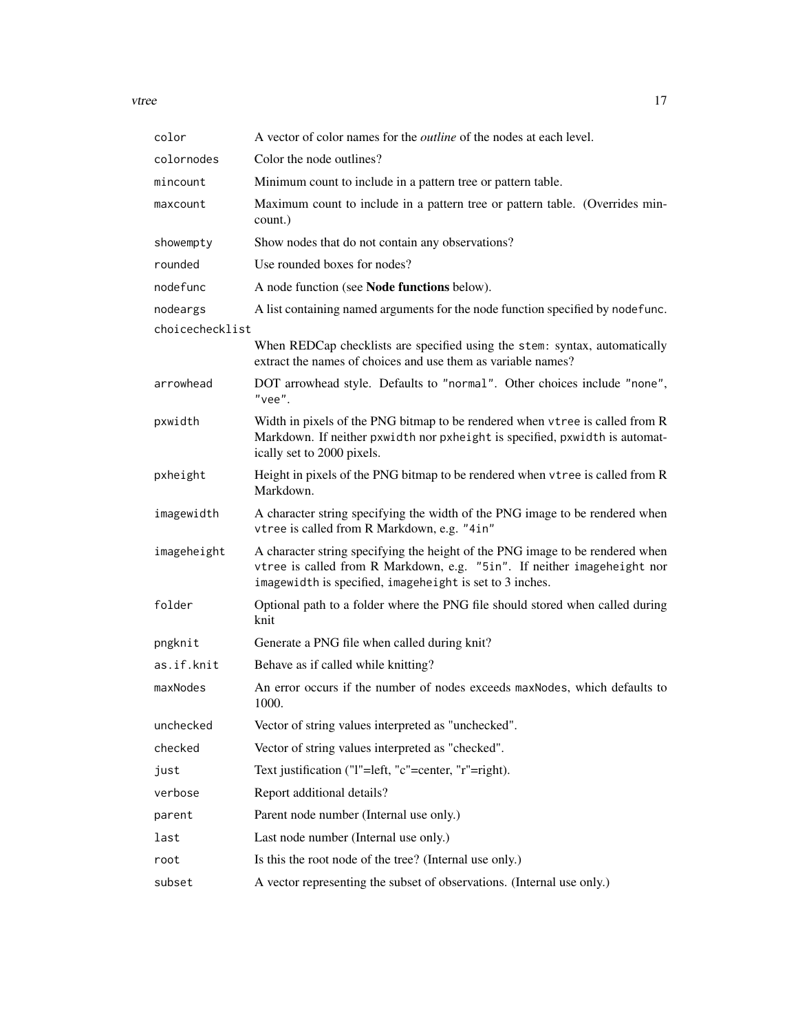| | |
|---|---|
| `color` | A vector of color names for the *outline* of the nodes at each level. |
| `colornodes` | Color the node outlines? |
| `mincount` | Minimum count to include in a pattern tree or pattern table. |
| `maxcount` | Maximum count to include in a pattern tree or pattern table. (Overrides mincount.) |
| `showempty` | Show nodes that do not contain any observations? |
| `rounded` | Use rounded boxes for nodes? |
| `nodefunc` | A node function (see **Node functions** below). |
| `nodeargs` | A list containing named arguments for the node function specified by `nodefunc`. |
| `choicechecklist` | When REDCap checklists are specified using the `stem:` syntax, automatically extract the names of choices and use them as variable names? |
| `arrowhead` | DOT arrowhead style. Defaults to `"normal"`. Other choices include `"none"`, `"vee"`. |
| `pxwidth` | Width in pixels of the PNG bitmap to be rendered when `vtree` is called from R Markdown. If neither `pxwidth` nor `pxheight` is specified, `pxwidth` is automatically set to 2000 pixels. |
| `pxheight` | Height in pixels of the PNG bitmap to be rendered when `vtree` is called from R Markdown. |
| `imagewidth` | A character string specifying the width of the PNG image to be rendered when `vtree` is called from R Markdown, e.g. `"4in"` |
| `imageheight` | A character string specifying the height of the PNG image to be rendered when `vtree` is called from R Markdown, e.g. `"5in"`. If neither `imageheight` nor `imagewidth` is specified, `imageheight` is set to 3 inches. |
| `folder` | Optional path to a folder where the PNG file should stored when called during knit |
| `pngknit` | Generate a PNG file when called during knit? |
| `as.if.knit` | Behave as if called while knitting? |
| `maxNodes` | An error occurs if the number of nodes exceeds `maxNodes`, which defaults to 1000. |
| `unchecked` | Vector of string values interpreted as "unchecked". |
| `checked` | Vector of string values interpreted as "checked". |
| `just` | Text justification ("l"=left, "c"=center, "r"=right). |
| `verbose` | Report additional details? |
| `parent` | Parent node number (Internal use only.) |
| `last` | Last node number (Internal use only.) |
| `root` | Is this the root node of the tree? (Internal use only.) |
| `subset` | A vector representing the subset of observations. (Internal use only.) |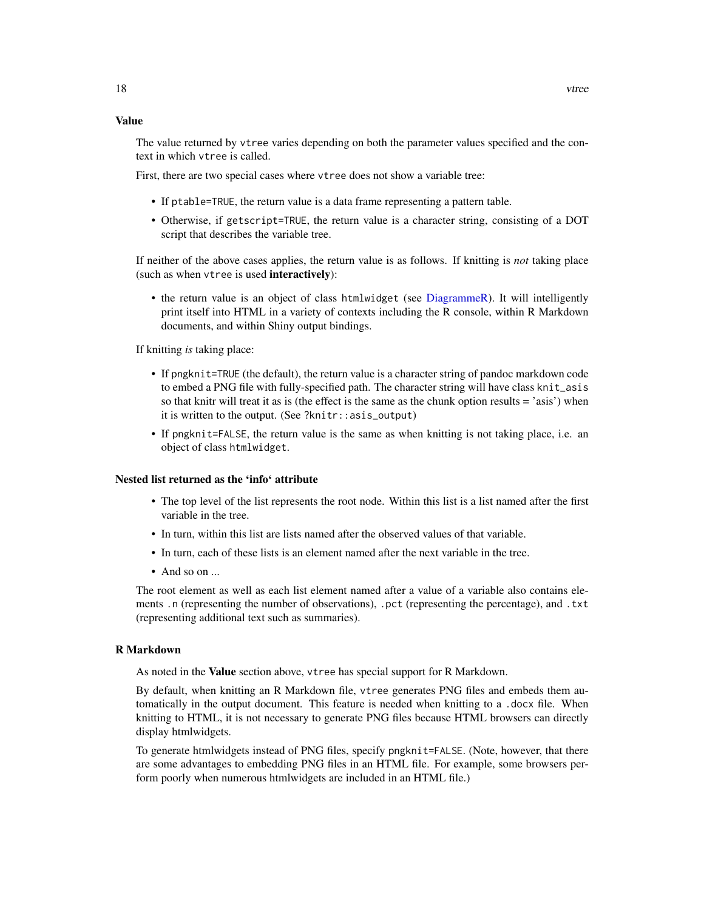### Value

The value returned by `vtree` varies depending on both the parameter values specified and the context in which `vtree` is called.

First, there are two special cases where `vtree` does not show a variable tree:

- If `ptable=TRUE`, the return value is a data frame representing a pattern table.
- Otherwise, if `getscript=TRUE`, the return value is a character string, consisting of a DOT script that describes the variable tree.

If neither of the above cases applies, the return value is as follows. If knitting is *not* taking place (such as when `vtree` is used **interactively**):

- the return value is an object of class `htmlwidget` (see DiagrammeR). It will intelligently print itself into HTML in a variety of contexts including the R console, within R Markdown documents, and within Shiny output bindings.

If knitting *is* taking place:

- If `pngknit=TRUE` (the default), the return value is a character string of pandoc markdown code to embed a PNG file with fully-specified path. The character string will have class `knit_asis` so that knitr will treat it as is (the effect is the same as the chunk option results = 'asis') when it is written to the output. (See `?knitr::asis_output`)
- If `pngknit=FALSE`, the return value is the same as when knitting is not taking place, i.e. an object of class `htmlwidget`.

### Nested list returned as the 'info' attribute

- The top level of the list represents the root node. Within this list is a list named after the first variable in the tree.
- In turn, within this list are lists named after the observed values of that variable.
- In turn, each of these lists is an element named after the next variable in the tree.
- And so on ...

The root element as well as each list element named after a value of a variable also contains elements `.n` (representing the number of observations), `.pct` (representing the percentage), and `.txt` (representing additional text such as summaries).

### R Markdown

As noted in the **Value** section above, `vtree` has special support for R Markdown.

By default, when knitting an R Markdown file, `vtree` generates PNG files and embeds them automatically in the output document. This feature is needed when knitting to a `.docx` file. When knitting to HTML, it is not necessary to generate PNG files because HTML browsers can directly display htmlwidgets.

To generate htmlwidgets instead of PNG files, specify `pngknit=FALSE`. (Note, however, that there are some advantages to embedding PNG files in an HTML file. For example, some browsers perform poorly when numerous htmlwidgets are included in an HTML file.)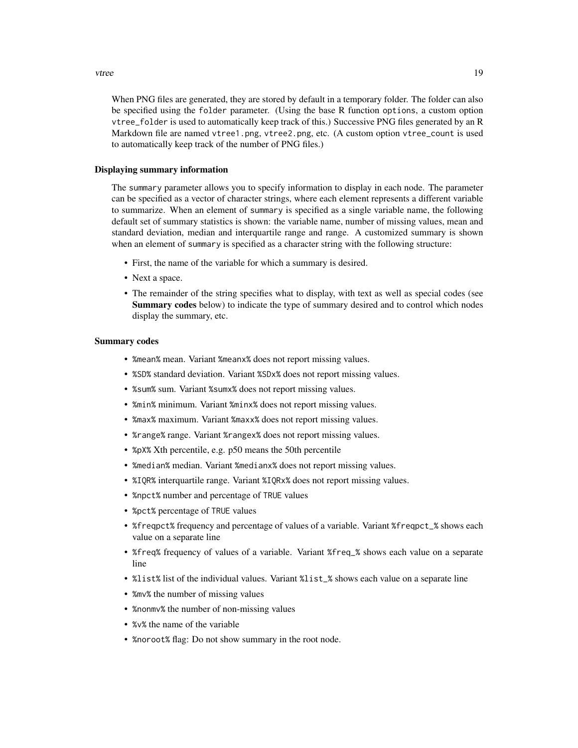When PNG files are generated, they are stored by default in a temporary folder. The folder can also be specified using the `folder` parameter. (Using the base R function `options`, a custom option `vtree_folder` is used to automatically keep track of this.) Successive PNG files generated by an R Markdown file are named `vtree1.png`, `vtree2.png`, etc. (A custom option `vtree_count` is used to automatically keep track of the number of PNG files.)

### Displaying summary information

The `summary` parameter allows you to specify information to display in each node. The parameter can be specified as a vector of character strings, where each element represents a different variable to summarize. When an element of `summary` is specified as a single variable name, the following default set of summary statistics is shown: the variable name, number of missing values, mean and standard deviation, median and interquartile range and range. A customized summary is shown when an element of `summary` is specified as a character string with the following structure:

- First, the name of the variable for which a summary is desired.
- Next a space.
- The remainder of the string specifies what to display, with text as well as special codes (see **Summary codes** below) to indicate the type of summary desired and to control which nodes display the summary, etc.

### Summary codes

- `%mean%` mean. Variant `%meanx%` does not report missing values.
- `%SD%` standard deviation. Variant `%SDx%` does not report missing values.
- `%sum%` sum. Variant `%sumx%` does not report missing values.
- `%min%` minimum. Variant `%minx%` does not report missing values.
- `%max%` maximum. Variant `%maxx%` does not report missing values.
- `%range%` range. Variant `%rangex%` does not report missing values.
- `%pX%` Xth percentile, e.g. p50 means the 50th percentile
- `%median%` median. Variant `%medianx%` does not report missing values.
- `%IQR%` interquartile range. Variant `%IQRx%` does not report missing values.
- `%npct%` number and percentage of `TRUE` values
- `%pct%` percentage of `TRUE` values
- `%freqpct%` frequency and percentage of values of a variable. Variant `%freqpct_%` shows each value on a separate line
- `%freq%` frequency of values of a variable. Variant `%freq_%` shows each value on a separate line
- `%list%` list of the individual values. Variant `%list_%` shows each value on a separate line
- `%mv%` the number of missing values
- `%nonmv%` the number of non-missing values
- `%v%` the name of the variable
- `%noroot%` flag: Do not show summary in the root node.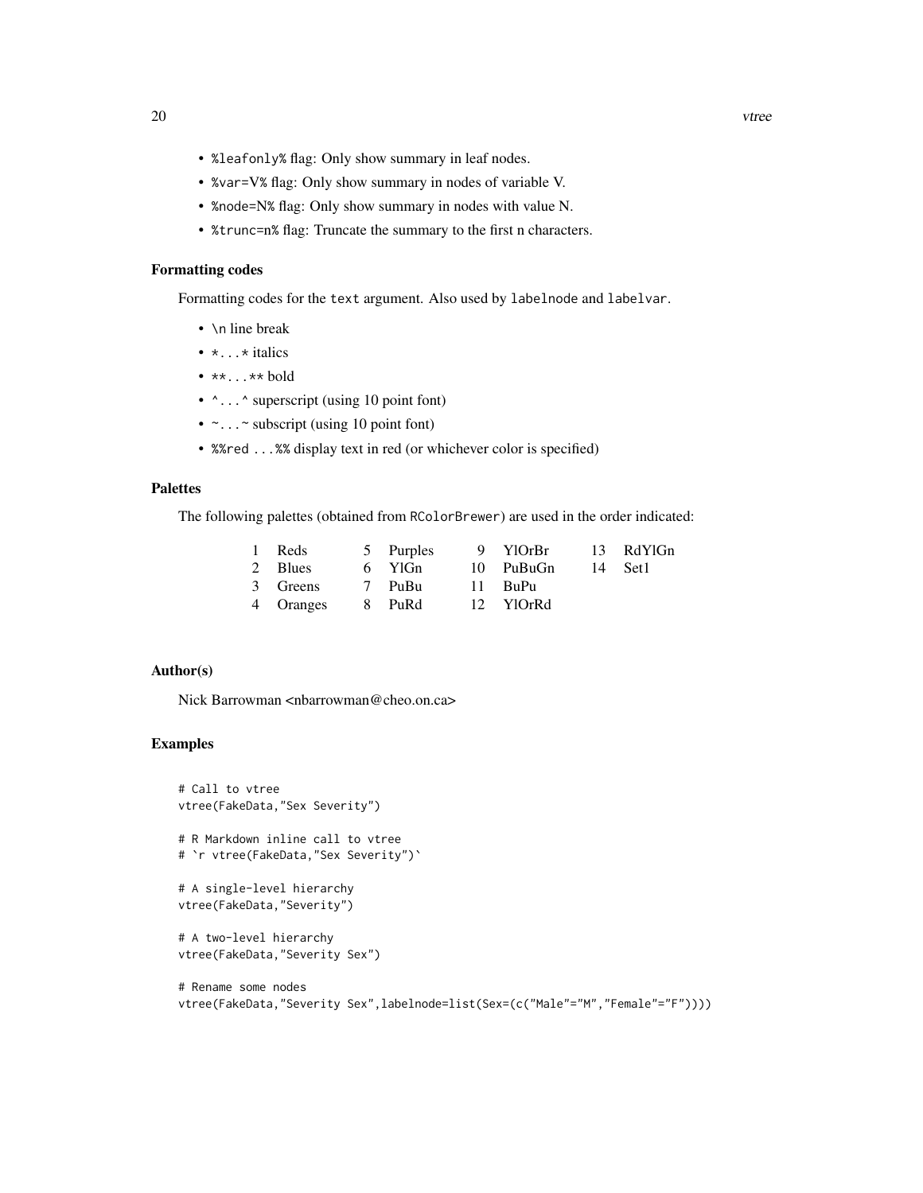- `%leafonly%` flag: Only show summary in leaf nodes.
- `%var=V%` flag: Only show summary in nodes of variable V.
- `%node=N%` flag: Only show summary in nodes with value N.
- `%trunc=n%` flag: Truncate the summary to the first n characters.

### Formatting codes

Formatting codes for the `text` argument. Also used by `labelnode` and `labelvar`.

- `\n` line break
- `*...*` italics
- `**...**` bold
- `^...^` superscript (using 10 point font)
- `~...~` subscript (using 10 point font)
- `%%red ...%%` display text in red (or whichever color is specified)

### Palettes

The following palettes (obtained from `RColorBrewer`) are used in the order indicated:

| | | | | | | | |
|---|---|---|---|---|---|---|---|
| 1 | Reds | 5 | Purples | 9 | YlOrBr | 13 | RdYlGn |
| 2 | Blues | 6 | YlGn | 10 | PuBuGn | 14 | Set1 |
| 3 | Greens | 7 | PuBu | 11 | BuPu | | |
| 4 | Oranges | 8 | PuRd | 12 | YlOrRd | | |

### Author(s)

Nick Barrowman <nbarrowman@cheo.on.ca>

### Examples

```
# Call to vtree
vtree(FakeData,"Sex Severity")

# R Markdown inline call to vtree
# `r vtree(FakeData,"Sex Severity")`

# A single-level hierarchy
vtree(FakeData,"Severity")

# A two-level hierarchy
vtree(FakeData,"Severity Sex")

# Rename some nodes
vtree(FakeData,"Severity Sex",labelnode=list(Sex=(c("Male"="M","Female"="F"))))
```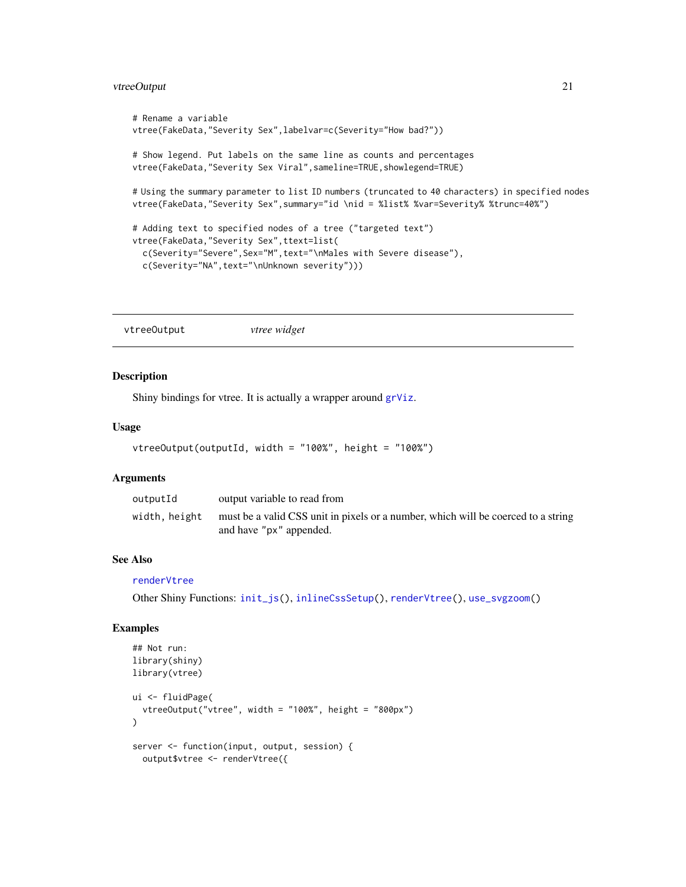```
# Rename a variable
vtree(FakeData,"Severity Sex",labelvar=c(Severity="How bad?"))

# Show legend. Put labels on the same line as counts and percentages
vtree(FakeData,"Severity Sex Viral",sameline=TRUE,showlegend=TRUE)

# Using the summary parameter to list ID numbers (truncated to 40 characters) in specified nodes
vtree(FakeData,"Severity Sex",summary="id \nid = %list% %var=Severity% %trunc=40%")

# Adding text to specified nodes of a tree ("targeted text")
vtree(FakeData,"Severity Sex",ttext=list(
  c(Severity="Severe",Sex="M",text="\nMales with Severe disease"),
  c(Severity="NA",text="\nUnknown severity")))
```

---

## vtreeOutput — *vtree widget*

### Description

Shiny bindings for vtree. It is actually a wrapper around `grViz`.

### Usage

```
vtreeOutput(outputId, width = "100%", height = "100%")
```

### Arguments

| | |
|---|---|
| `outputId` | output variable to read from |
| `width, height` | must be a valid CSS unit in pixels or a number, which will be coerced to a string and have "px" appended. |

### See Also

`renderVtree`

Other Shiny Functions: `init_js()`, `inlineCssSetup()`, `renderVtree()`, `use_svgzoom()`

### Examples

```
## Not run:
library(shiny)
library(vtree)

ui <- fluidPage(
  vtreeOutput("vtree", width = "100%", height = "800px")
)

server <- function(input, output, session) {
  output$vtree <- renderVtree({
```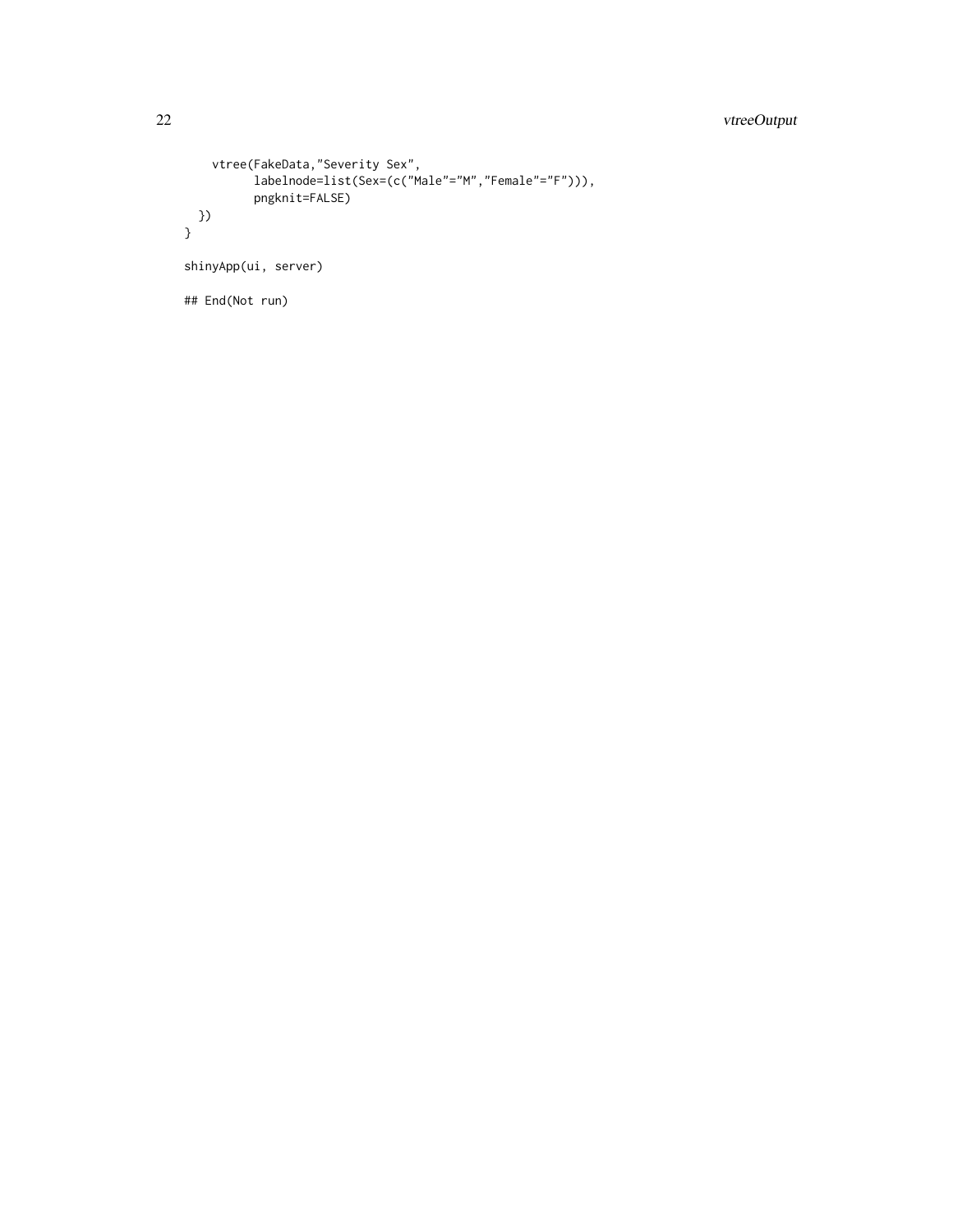```
    vtree(FakeData,"Severity Sex",
          labelnode=list(Sex=(c("Male"="M","Female"="F"))),
          pngknit=FALSE)
  })
}

shinyApp(ui, server)

## End(Not run)
```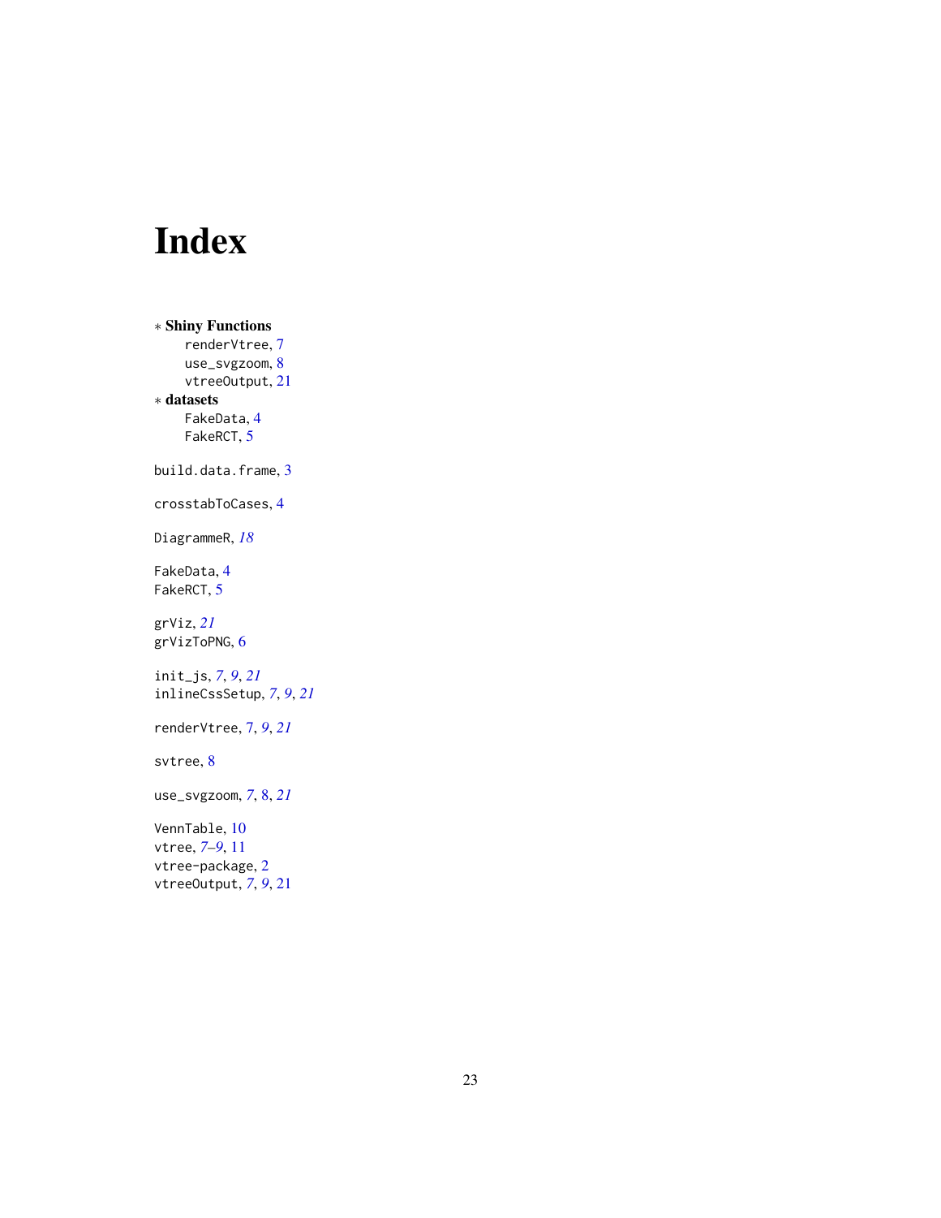# Index

∗ **Shiny Functions**
- renderVtree, 7
- use_svgzoom, 8
- vtreeOutput, 21

∗ **datasets**
- FakeData, 4
- FakeRCT, 5

build.data.frame, 3

crosstabToCases, 4

DiagrammeR, *18*

FakeData, 4
FakeRCT, 5

grViz, *21*
grVizToPNG, 6

init_js, *7*, *9*, *21*
inlineCssSetup, *7*, *9*, *21*

renderVtree, 7, *9*, *21*

svtree, 8

use_svgzoom, *7*, 8, *21*

VennTable, 10
vtree, *7–9*, 11
vtree-package, 2
vtreeOutput, *7*, *9*, 21